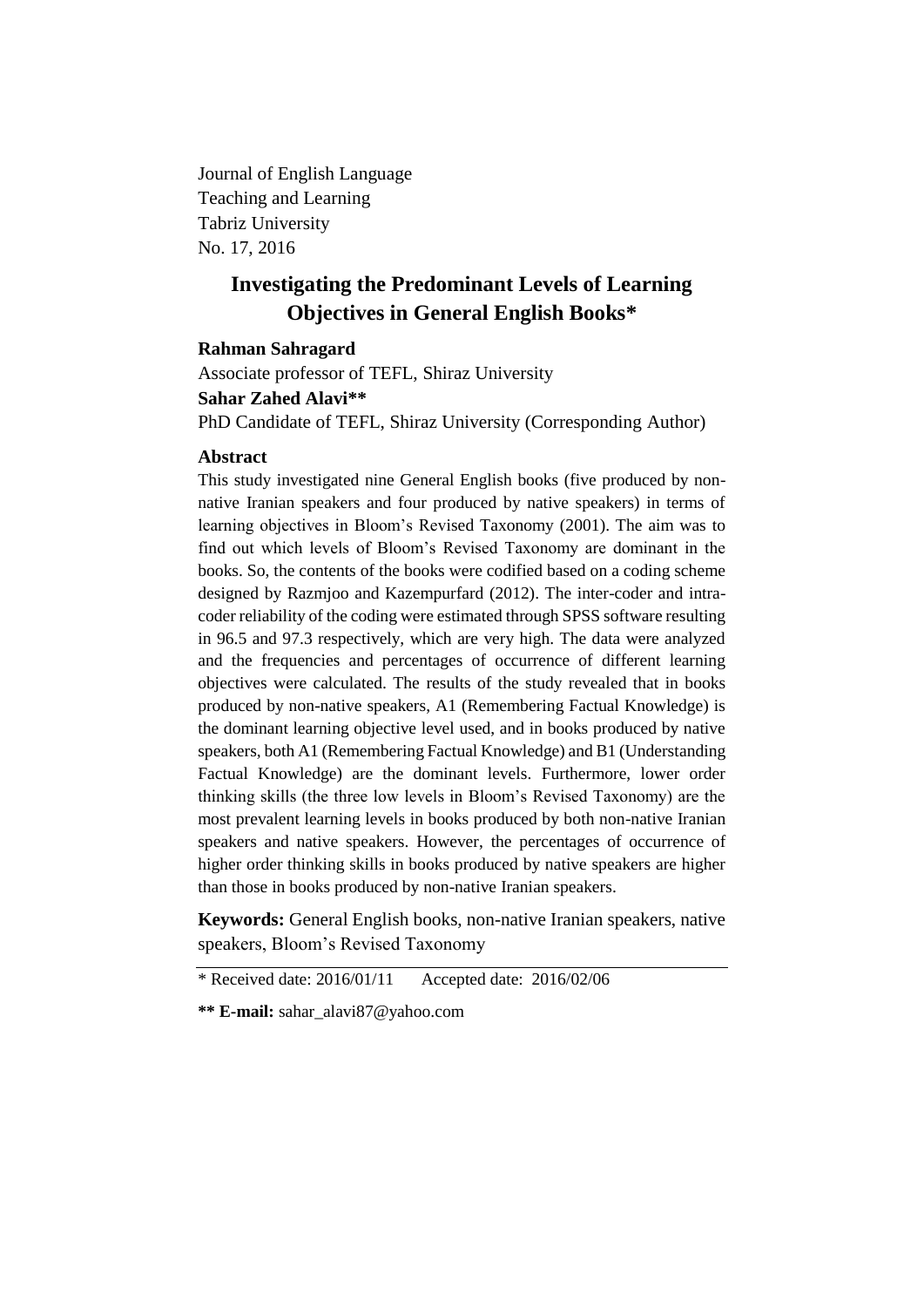Journal of English Language
Teaching and Learning
Tabriz University
No. 17, 2016

# Investigating the Predominant Levels of Learning Objectives in General English Books*

**Rahman Sahragard**

Associate professor of TEFL, Shiraz University

**Sahar Zahed Alavi****

PhD Candidate of TEFL, Shiraz University (Corresponding Author)

## Abstract

This study investigated nine General English books (five produced by non-native Iranian speakers and four produced by native speakers) in terms of learning objectives in Bloom's Revised Taxonomy (2001). The aim was to find out which levels of Bloom's Revised Taxonomy are dominant in the books. So, the contents of the books were codified based on a coding scheme designed by Razmjoo and Kazempurfard (2012). The inter-coder and intra-coder reliability of the coding were estimated through SPSS software resulting in 96.5 and 97.3 respectively, which are very high. The data were analyzed and the frequencies and percentages of occurrence of different learning objectives were calculated. The results of the study revealed that in books produced by non-native speakers, A1 (Remembering Factual Knowledge) is the dominant learning objective level used, and in books produced by native speakers, both A1 (Remembering Factual Knowledge) and B1 (Understanding Factual Knowledge) are the dominant levels. Furthermore, lower order thinking skills (the three low levels in Bloom's Revised Taxonomy) are the most prevalent learning levels in books produced by both non-native Iranian speakers and native speakers. However, the percentages of occurrence of higher order thinking skills in books produced by native speakers are higher than those in books produced by non-native Iranian speakers.

**Keywords:** General English books, non-native Iranian speakers, native speakers, Bloom's Revised Taxonomy

---

* Received date: 2016/01/11 Accepted date: 2016/02/06

**** E-mail:** sahar_alavi87@yahoo.com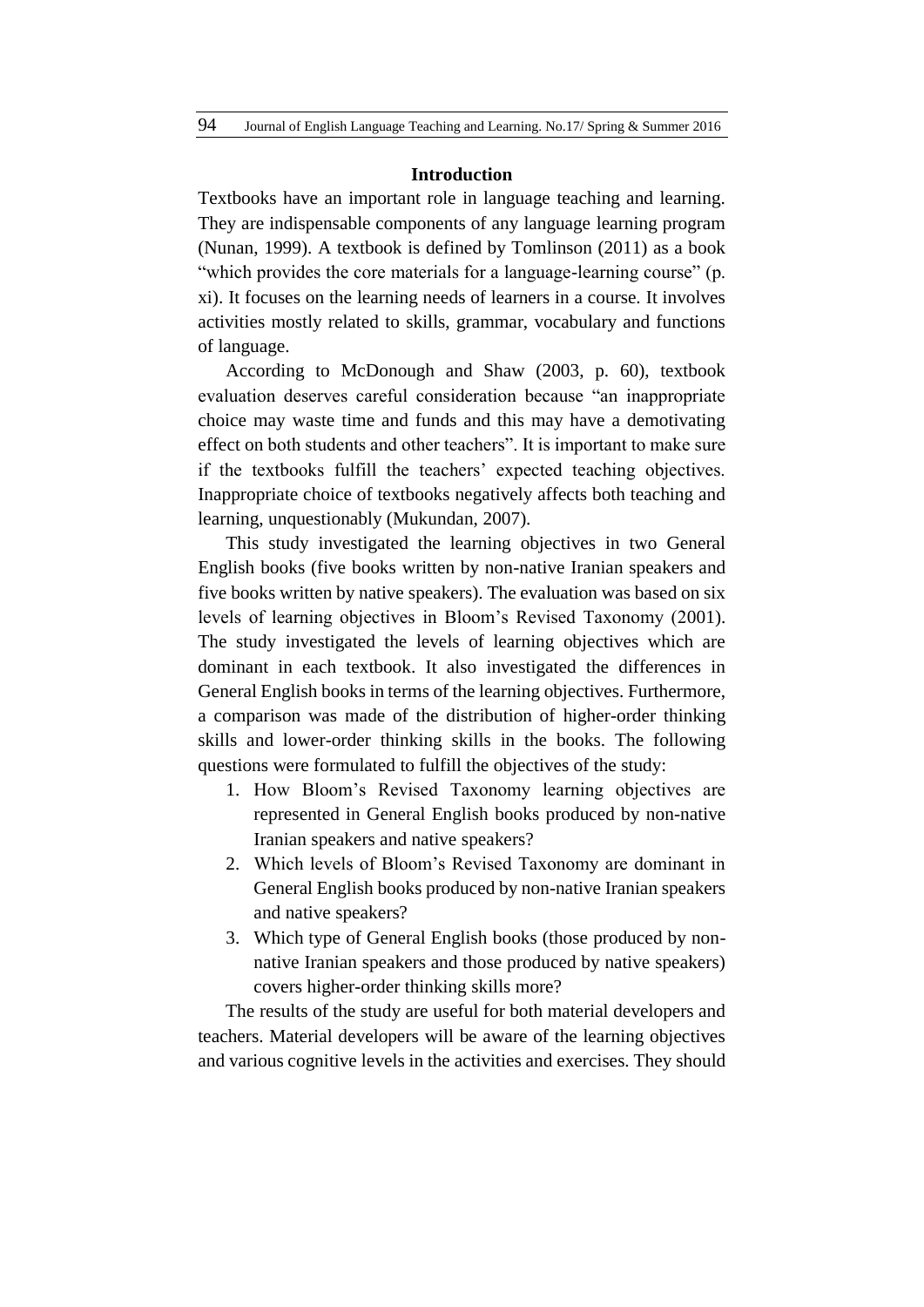## Introduction

Textbooks have an important role in language teaching and learning. They are indispensable components of any language learning program (Nunan, 1999). A textbook is defined by Tomlinson (2011) as a book "which provides the core materials for a language-learning course" (p. xi). It focuses on the learning needs of learners in a course. It involves activities mostly related to skills, grammar, vocabulary and functions of language.

According to McDonough and Shaw (2003, p. 60), textbook evaluation deserves careful consideration because "an inappropriate choice may waste time and funds and this may have a demotivating effect on both students and other teachers". It is important to make sure if the textbooks fulfill the teachers' expected teaching objectives. Inappropriate choice of textbooks negatively affects both teaching and learning, unquestionably (Mukundan, 2007).

This study investigated the learning objectives in two General English books (five books written by non-native Iranian speakers and five books written by native speakers). The evaluation was based on six levels of learning objectives in Bloom's Revised Taxonomy (2001). The study investigated the levels of learning objectives which are dominant in each textbook. It also investigated the differences in General English books in terms of the learning objectives. Furthermore, a comparison was made of the distribution of higher-order thinking skills and lower-order thinking skills in the books. The following questions were formulated to fulfill the objectives of the study:

1. How Bloom's Revised Taxonomy learning objectives are represented in General English books produced by non-native Iranian speakers and native speakers?
2. Which levels of Bloom's Revised Taxonomy are dominant in General English books produced by non-native Iranian speakers and native speakers?
3. Which type of General English books (those produced by non-native Iranian speakers and those produced by native speakers) covers higher-order thinking skills more?

The results of the study are useful for both material developers and teachers. Material developers will be aware of the learning objectives and various cognitive levels in the activities and exercises. They should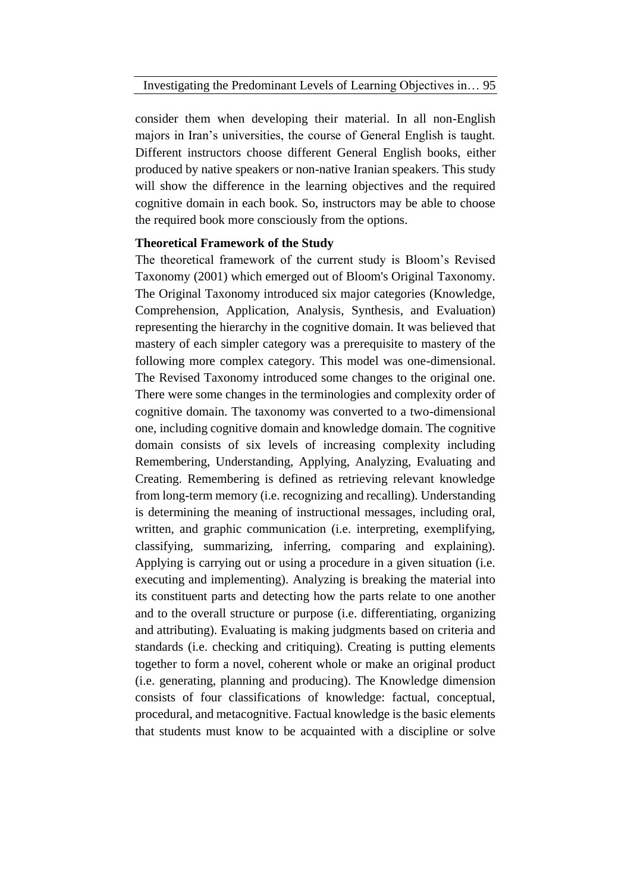consider them when developing their material. In all non-English majors in Iran's universities, the course of General English is taught. Different instructors choose different General English books, either produced by native speakers or non-native Iranian speakers. This study will show the difference in the learning objectives and the required cognitive domain in each book. So, instructors may be able to choose the required book more consciously from the options.

**Theoretical Framework of the Study**

The theoretical framework of the current study is Bloom's Revised Taxonomy (2001) which emerged out of Bloom's Original Taxonomy. The Original Taxonomy introduced six major categories (Knowledge, Comprehension, Application, Analysis, Synthesis, and Evaluation) representing the hierarchy in the cognitive domain. It was believed that mastery of each simpler category was a prerequisite to mastery of the following more complex category. This model was one-dimensional. The Revised Taxonomy introduced some changes to the original one. There were some changes in the terminologies and complexity order of cognitive domain. The taxonomy was converted to a two-dimensional one, including cognitive domain and knowledge domain. The cognitive domain consists of six levels of increasing complexity including Remembering, Understanding, Applying, Analyzing, Evaluating and Creating. Remembering is defined as retrieving relevant knowledge from long-term memory (i.e. recognizing and recalling). Understanding is determining the meaning of instructional messages, including oral, written, and graphic communication (i.e. interpreting, exemplifying, classifying, summarizing, inferring, comparing and explaining). Applying is carrying out or using a procedure in a given situation (i.e. executing and implementing). Analyzing is breaking the material into its constituent parts and detecting how the parts relate to one another and to the overall structure or purpose (i.e. differentiating, organizing and attributing). Evaluating is making judgments based on criteria and standards (i.e. checking and critiquing). Creating is putting elements together to form a novel, coherent whole or make an original product (i.e. generating, planning and producing). The Knowledge dimension consists of four classifications of knowledge: factual, conceptual, procedural, and metacognitive. Factual knowledge is the basic elements that students must know to be acquainted with a discipline or solve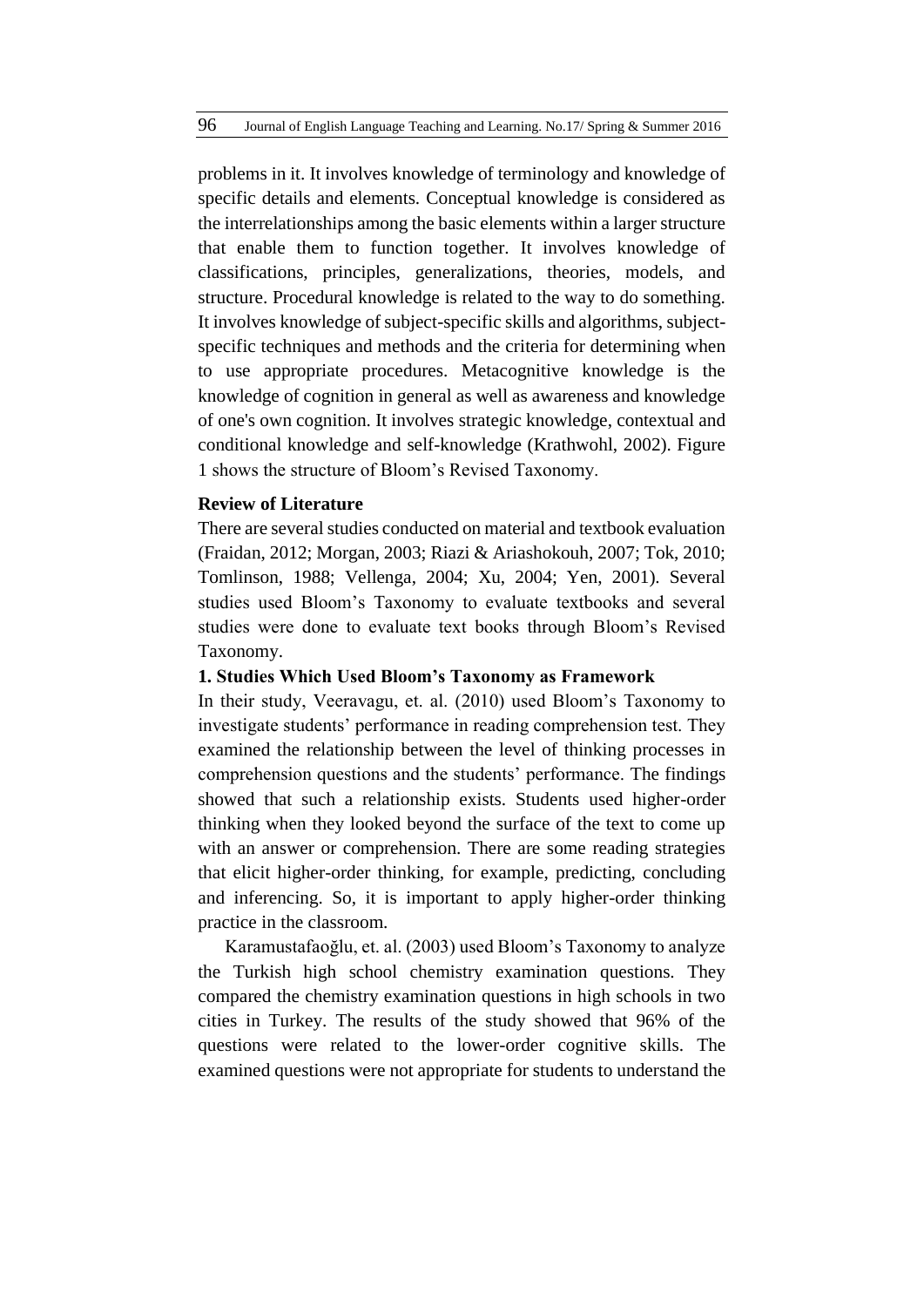problems in it. It involves knowledge of terminology and knowledge of specific details and elements. Conceptual knowledge is considered as the interrelationships among the basic elements within a larger structure that enable them to function together. It involves knowledge of classifications, principles, generalizations, theories, models, and structure. Procedural knowledge is related to the way to do something. It involves knowledge of subject-specific skills and algorithms, subject-specific techniques and methods and the criteria for determining when to use appropriate procedures. Metacognitive knowledge is the knowledge of cognition in general as well as awareness and knowledge of one's own cognition. It involves strategic knowledge, contextual and conditional knowledge and self-knowledge (Krathwohl, 2002). Figure 1 shows the structure of Bloom's Revised Taxonomy.

**Review of Literature**

There are several studies conducted on material and textbook evaluation (Fraidan, 2012; Morgan, 2003; Riazi & Ariashokouh, 2007; Tok, 2010; Tomlinson, 1988; Vellenga, 2004; Xu, 2004; Yen, 2001). Several studies used Bloom's Taxonomy to evaluate textbooks and several studies were done to evaluate text books through Bloom's Revised Taxonomy.

**1. Studies Which Used Bloom's Taxonomy as Framework**

In their study, Veeravagu, et. al. (2010) used Bloom's Taxonomy to investigate students' performance in reading comprehension test. They examined the relationship between the level of thinking processes in comprehension questions and the students' performance. The findings showed that such a relationship exists. Students used higher-order thinking when they looked beyond the surface of the text to come up with an answer or comprehension. There are some reading strategies that elicit higher-order thinking, for example, predicting, concluding and inferencing. So, it is important to apply higher-order thinking practice in the classroom.

Karamustafaoğlu, et. al. (2003) used Bloom's Taxonomy to analyze the Turkish high school chemistry examination questions. They compared the chemistry examination questions in high schools in two cities in Turkey. The results of the study showed that 96% of the questions were related to the lower-order cognitive skills. The examined questions were not appropriate for students to understand the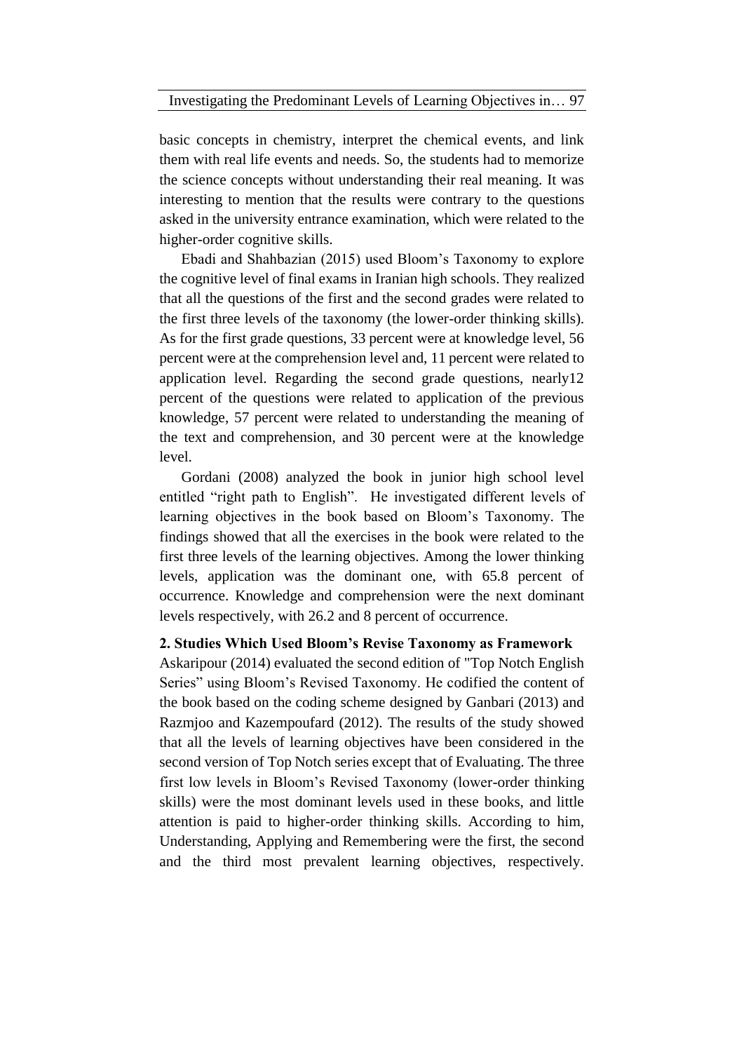basic concepts in chemistry, interpret the chemical events, and link them with real life events and needs. So, the students had to memorize the science concepts without understanding their real meaning. It was interesting to mention that the results were contrary to the questions asked in the university entrance examination, which were related to the higher-order cognitive skills.

Ebadi and Shahbazian (2015) used Bloom's Taxonomy to explore the cognitive level of final exams in Iranian high schools. They realized that all the questions of the first and the second grades were related to the first three levels of the taxonomy (the lower-order thinking skills). As for the first grade questions, 33 percent were at knowledge level, 56 percent were at the comprehension level and, 11 percent were related to application level. Regarding the second grade questions, nearly12 percent of the questions were related to application of the previous knowledge, 57 percent were related to understanding the meaning of the text and comprehension, and 30 percent were at the knowledge level.

Gordani (2008) analyzed the book in junior high school level entitled "right path to English". He investigated different levels of learning objectives in the book based on Bloom's Taxonomy. The findings showed that all the exercises in the book were related to the first three levels of the learning objectives. Among the lower thinking levels, application was the dominant one, with 65.8 percent of occurrence. Knowledge and comprehension were the next dominant levels respectively, with 26.2 and 8 percent of occurrence.

**2. Studies Which Used Bloom's Revise Taxonomy as Framework**

Askaripour (2014) evaluated the second edition of "Top Notch English Series" using Bloom's Revised Taxonomy. He codified the content of the book based on the coding scheme designed by Ganbari (2013) and Razmjoo and Kazempoufard (2012). The results of the study showed that all the levels of learning objectives have been considered in the second version of Top Notch series except that of Evaluating. The three first low levels in Bloom's Revised Taxonomy (lower-order thinking skills) were the most dominant levels used in these books, and little attention is paid to higher-order thinking skills. According to him, Understanding, Applying and Remembering were the first, the second and the third most prevalent learning objectives, respectively.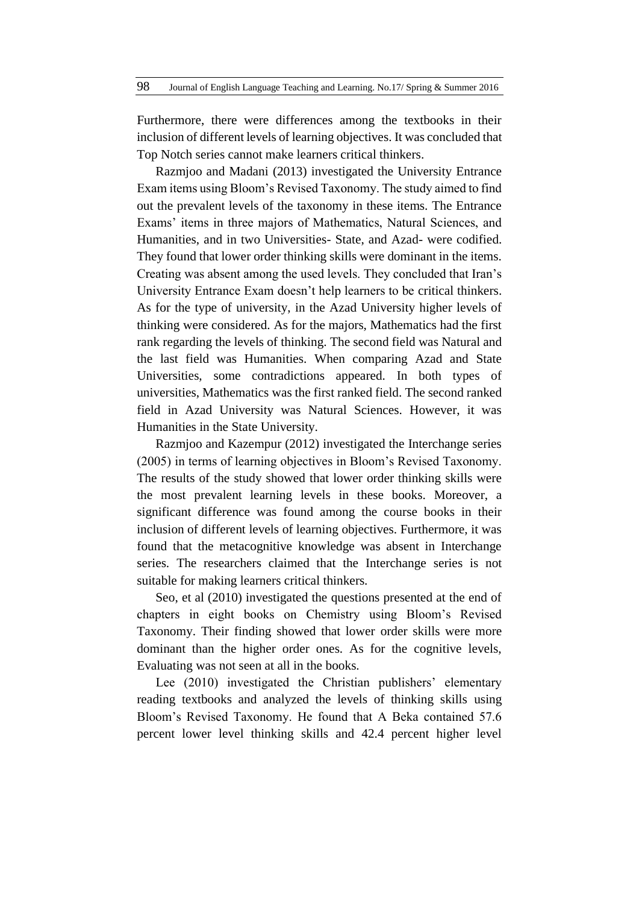Furthermore, there were differences among the textbooks in their inclusion of different levels of learning objectives. It was concluded that Top Notch series cannot make learners critical thinkers.

Razmjoo and Madani (2013) investigated the University Entrance Exam items using Bloom's Revised Taxonomy. The study aimed to find out the prevalent levels of the taxonomy in these items. The Entrance Exams' items in three majors of Mathematics, Natural Sciences, and Humanities, and in two Universities- State, and Azad- were codified. They found that lower order thinking skills were dominant in the items. Creating was absent among the used levels. They concluded that Iran's University Entrance Exam doesn't help learners to be critical thinkers. As for the type of university, in the Azad University higher levels of thinking were considered. As for the majors, Mathematics had the first rank regarding the levels of thinking. The second field was Natural and the last field was Humanities. When comparing Azad and State Universities, some contradictions appeared. In both types of universities, Mathematics was the first ranked field. The second ranked field in Azad University was Natural Sciences. However, it was Humanities in the State University.

Razmjoo and Kazempur (2012) investigated the Interchange series (2005) in terms of learning objectives in Bloom's Revised Taxonomy. The results of the study showed that lower order thinking skills were the most prevalent learning levels in these books. Moreover, a significant difference was found among the course books in their inclusion of different levels of learning objectives. Furthermore, it was found that the metacognitive knowledge was absent in Interchange series. The researchers claimed that the Interchange series is not suitable for making learners critical thinkers.

Seo, et al (2010) investigated the questions presented at the end of chapters in eight books on Chemistry using Bloom's Revised Taxonomy. Their finding showed that lower order skills were more dominant than the higher order ones. As for the cognitive levels, Evaluating was not seen at all in the books.

Lee (2010) investigated the Christian publishers' elementary reading textbooks and analyzed the levels of thinking skills using Bloom's Revised Taxonomy. He found that A Beka contained 57.6 percent lower level thinking skills and 42.4 percent higher level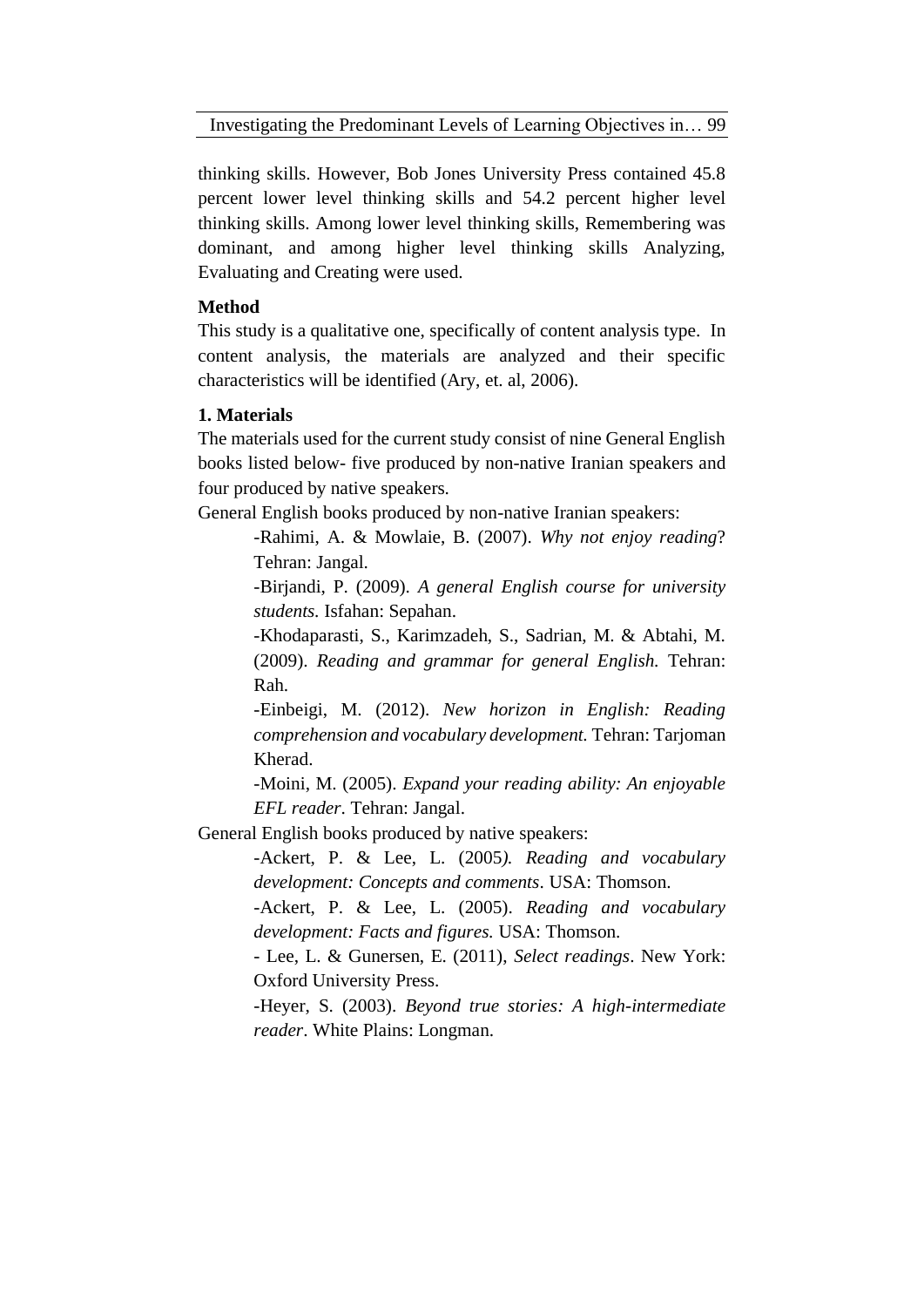thinking skills. However, Bob Jones University Press contained 45.8 percent lower level thinking skills and 54.2 percent higher level thinking skills. Among lower level thinking skills, Remembering was dominant, and among higher level thinking skills Analyzing, Evaluating and Creating were used.

**Method**

This study is a qualitative one, specifically of content analysis type. In content analysis, the materials are analyzed and their specific characteristics will be identified (Ary, et. al, 2006).

**1. Materials**

The materials used for the current study consist of nine General English books listed below- five produced by non-native Iranian speakers and four produced by native speakers.

General English books produced by non-native Iranian speakers:

-Rahimi, A. & Mowlaie, B. (2007). *Why not enjoy reading*? Tehran: Jangal.

-Birjandi, P. (2009). *A general English course for university students.* Isfahan: Sepahan.

-Khodaparasti, S., Karimzadeh, S., Sadrian, M. & Abtahi, M. (2009). *Reading and grammar for general English.* Tehran: Rah.

-Einbeigi, M. (2012). *New horizon in English: Reading comprehension and vocabulary development.* Tehran: Tarjoman Kherad.

-Moini, M. (2005). *Expand your reading ability: An enjoyable EFL reader*. Tehran: Jangal.

General English books produced by native speakers:

-Ackert, P. & Lee, L. (2005*). Reading and vocabulary development: Concepts and comments*. USA: Thomson.

-Ackert, P. & Lee, L. (2005). *Reading and vocabulary development: Facts and figures.* USA: Thomson.

- Lee, L. & Gunersen, E. (2011), *Select readings*. New York: Oxford University Press.

-Heyer, S. (2003). *Beyond true stories: A high-intermediate reader*. White Plains: Longman.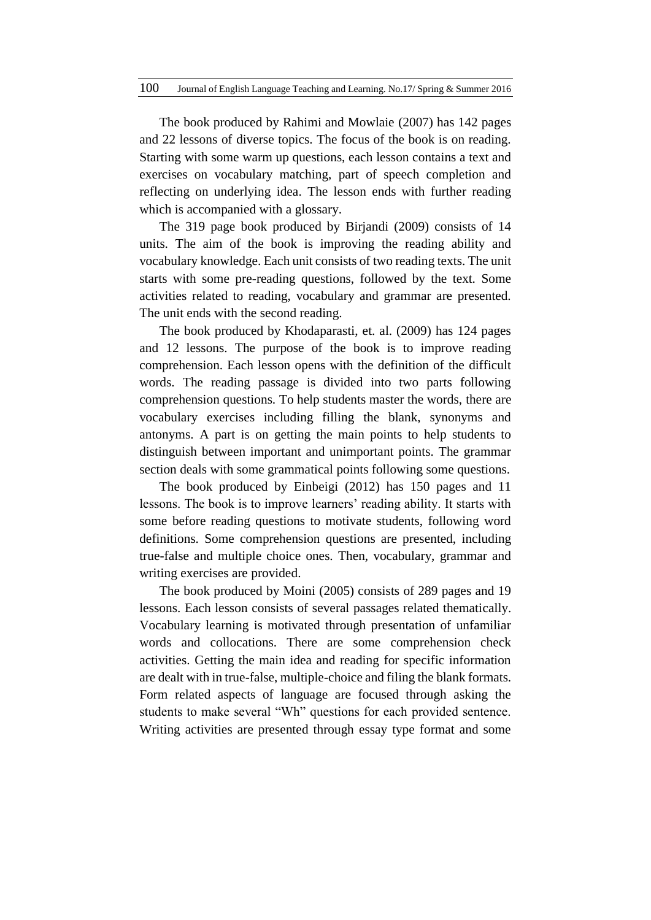The book produced by Rahimi and Mowlaie (2007) has 142 pages and 22 lessons of diverse topics. The focus of the book is on reading. Starting with some warm up questions, each lesson contains a text and exercises on vocabulary matching, part of speech completion and reflecting on underlying idea. The lesson ends with further reading which is accompanied with a glossary.

The 319 page book produced by Birjandi (2009) consists of 14 units. The aim of the book is improving the reading ability and vocabulary knowledge. Each unit consists of two reading texts. The unit starts with some pre-reading questions, followed by the text. Some activities related to reading, vocabulary and grammar are presented. The unit ends with the second reading.

The book produced by Khodaparasti, et. al. (2009) has 124 pages and 12 lessons. The purpose of the book is to improve reading comprehension. Each lesson opens with the definition of the difficult words. The reading passage is divided into two parts following comprehension questions. To help students master the words, there are vocabulary exercises including filling the blank, synonyms and antonyms. A part is on getting the main points to help students to distinguish between important and unimportant points. The grammar section deals with some grammatical points following some questions.

The book produced by Einbeigi (2012) has 150 pages and 11 lessons. The book is to improve learners' reading ability. It starts with some before reading questions to motivate students, following word definitions. Some comprehension questions are presented, including true-false and multiple choice ones. Then, vocabulary, grammar and writing exercises are provided.

The book produced by Moini (2005) consists of 289 pages and 19 lessons. Each lesson consists of several passages related thematically. Vocabulary learning is motivated through presentation of unfamiliar words and collocations. There are some comprehension check activities. Getting the main idea and reading for specific information are dealt with in true-false, multiple-choice and filing the blank formats. Form related aspects of language are focused through asking the students to make several "Wh" questions for each provided sentence. Writing activities are presented through essay type format and some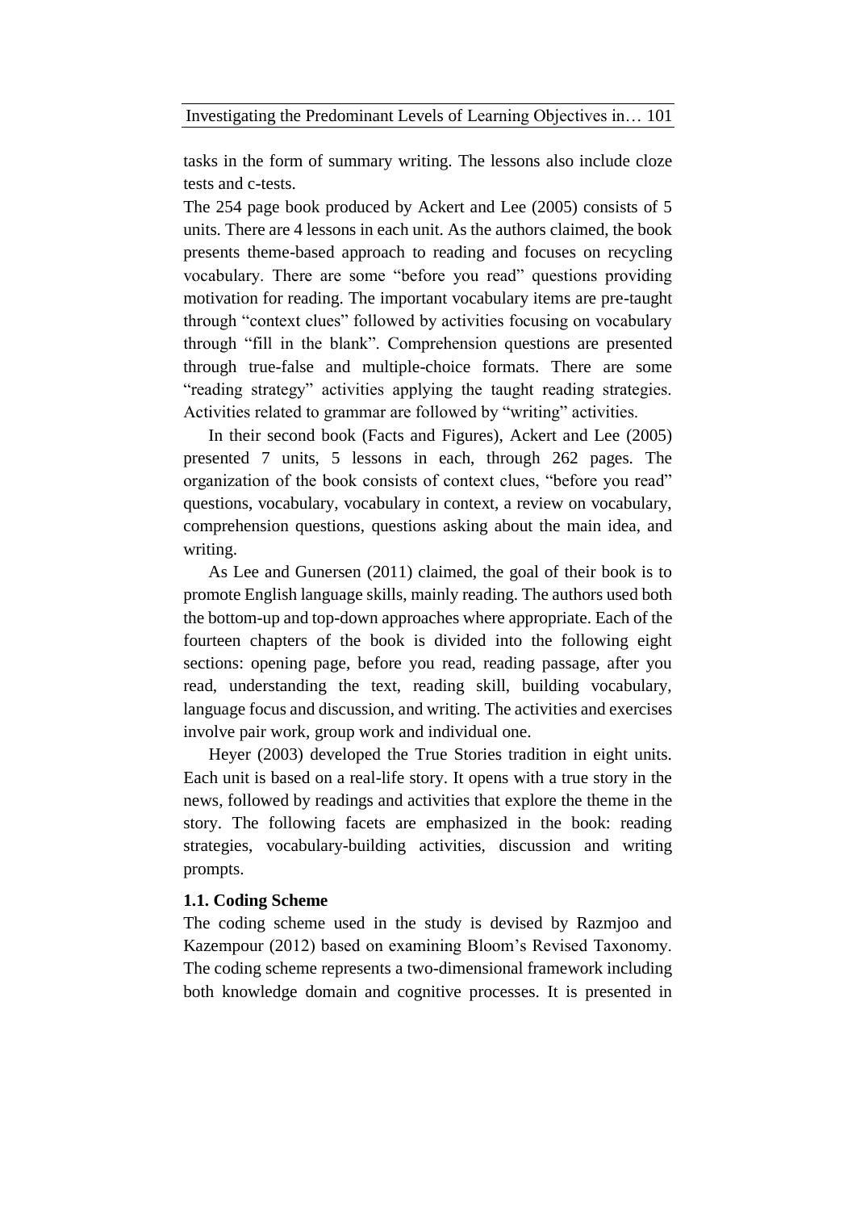tasks in the form of summary writing. The lessons also include cloze tests and c-tests.

The 254 page book produced by Ackert and Lee (2005) consists of 5 units. There are 4 lessons in each unit. As the authors claimed, the book presents theme-based approach to reading and focuses on recycling vocabulary. There are some "before you read" questions providing motivation for reading. The important vocabulary items are pre-taught through "context clues" followed by activities focusing on vocabulary through "fill in the blank". Comprehension questions are presented through true-false and multiple-choice formats. There are some "reading strategy" activities applying the taught reading strategies. Activities related to grammar are followed by "writing" activities.

In their second book (Facts and Figures), Ackert and Lee (2005) presented 7 units, 5 lessons in each, through 262 pages. The organization of the book consists of context clues, "before you read" questions, vocabulary, vocabulary in context, a review on vocabulary, comprehension questions, questions asking about the main idea, and writing.

As Lee and Gunersen (2011) claimed, the goal of their book is to promote English language skills, mainly reading. The authors used both the bottom-up and top-down approaches where appropriate. Each of the fourteen chapters of the book is divided into the following eight sections: opening page, before you read, reading passage, after you read, understanding the text, reading skill, building vocabulary, language focus and discussion, and writing. The activities and exercises involve pair work, group work and individual one.

Heyer (2003) developed the True Stories tradition in eight units. Each unit is based on a real-life story. It opens with a true story in the news, followed by readings and activities that explore the theme in the story. The following facets are emphasized in the book: reading strategies, vocabulary-building activities, discussion and writing prompts.

### 1.1. Coding Scheme

The coding scheme used in the study is devised by Razmjoo and Kazempour (2012) based on examining Bloom's Revised Taxonomy. The coding scheme represents a two-dimensional framework including both knowledge domain and cognitive processes. It is presented in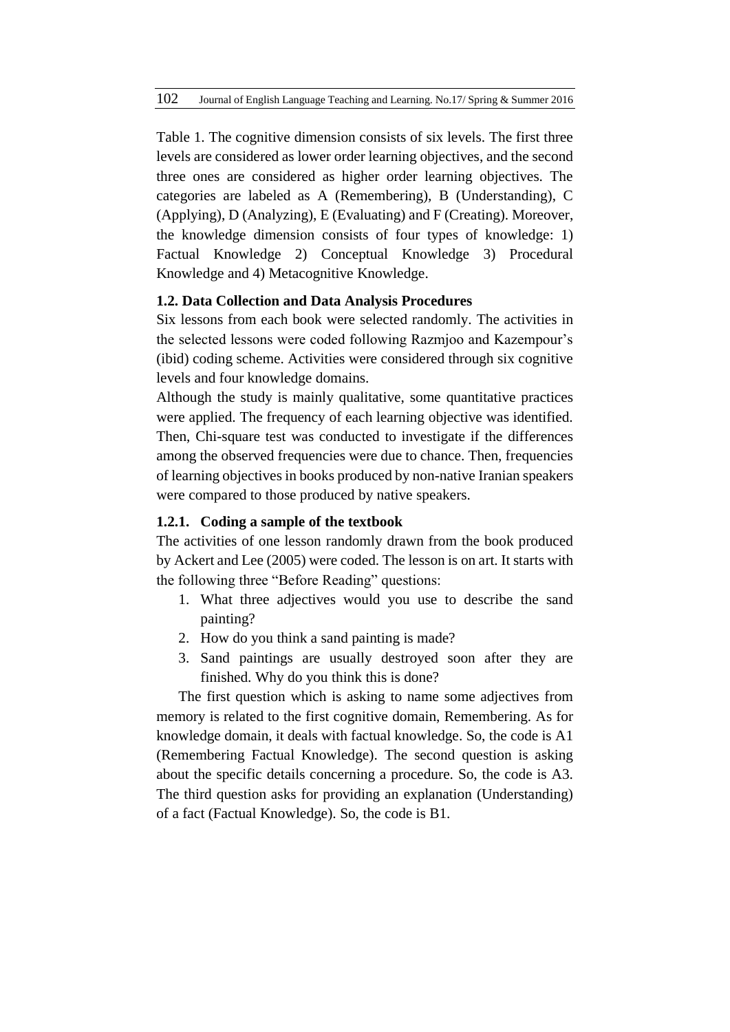Table 1. The cognitive dimension consists of six levels. The first three levels are considered as lower order learning objectives, and the second three ones are considered as higher order learning objectives. The categories are labeled as A (Remembering), B (Understanding), C (Applying), D (Analyzing), E (Evaluating) and F (Creating). Moreover, the knowledge dimension consists of four types of knowledge: 1) Factual Knowledge 2) Conceptual Knowledge 3) Procedural Knowledge and 4) Metacognitive Knowledge.

### 1.2. Data Collection and Data Analysis Procedures

Six lessons from each book were selected randomly. The activities in the selected lessons were coded following Razmjoo and Kazempour's (ibid) coding scheme. Activities were considered through six cognitive levels and four knowledge domains.

Although the study is mainly qualitative, some quantitative practices were applied. The frequency of each learning objective was identified. Then, Chi-square test was conducted to investigate if the differences among the observed frequencies were due to chance. Then, frequencies of learning objectives in books produced by non-native Iranian speakers were compared to those produced by native speakers.

#### 1.2.1. Coding a sample of the textbook

The activities of one lesson randomly drawn from the book produced by Ackert and Lee (2005) were coded. The lesson is on art. It starts with the following three "Before Reading" questions:

1. What three adjectives would you use to describe the sand painting?
2. How do you think a sand painting is made?
3. Sand paintings are usually destroyed soon after they are finished. Why do you think this is done?

The first question which is asking to name some adjectives from memory is related to the first cognitive domain, Remembering. As for knowledge domain, it deals with factual knowledge. So, the code is A1 (Remembering Factual Knowledge). The second question is asking about the specific details concerning a procedure. So, the code is A3. The third question asks for providing an explanation (Understanding) of a fact (Factual Knowledge). So, the code is B1.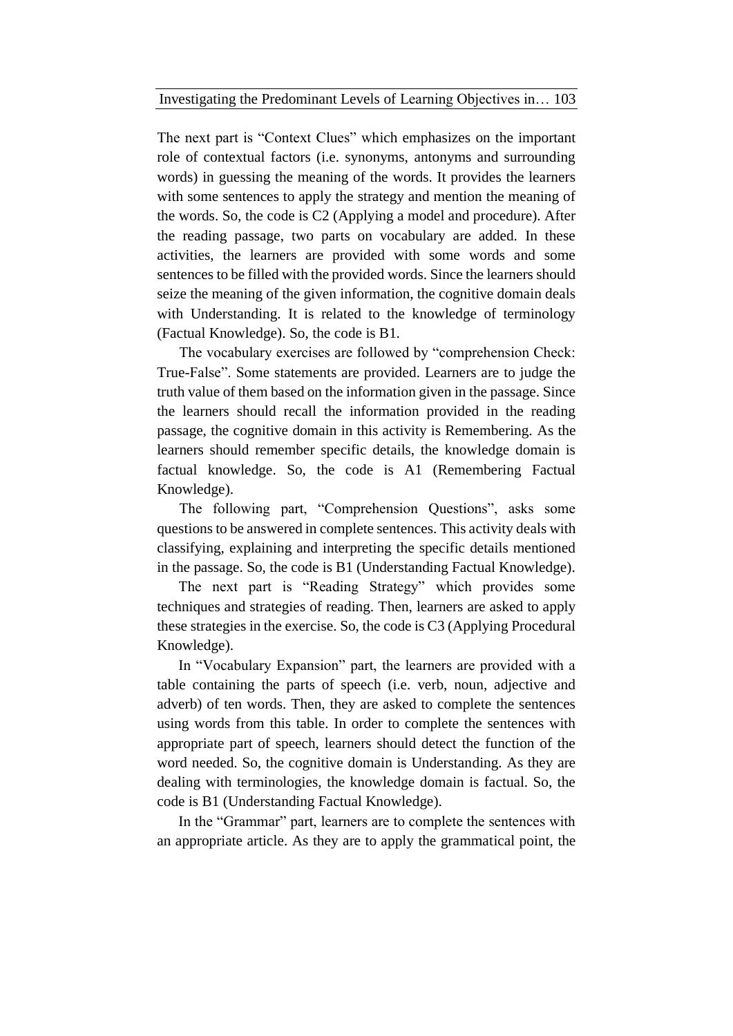The next part is “Context Clues” which emphasizes on the important role of contextual factors (i.e. synonyms, antonyms and surrounding words) in guessing the meaning of the words. It provides the learners with some sentences to apply the strategy and mention the meaning of the words. So, the code is C2 (Applying a model and procedure). After the reading passage, two parts on vocabulary are added. In these activities, the learners are provided with some words and some sentences to be filled with the provided words. Since the learners should seize the meaning of the given information, the cognitive domain deals with Understanding. It is related to the knowledge of terminology (Factual Knowledge). So, the code is B1.

The vocabulary exercises are followed by “comprehension Check: True-False”. Some statements are provided. Learners are to judge the truth value of them based on the information given in the passage. Since the learners should recall the information provided in the reading passage, the cognitive domain in this activity is Remembering. As the learners should remember specific details, the knowledge domain is factual knowledge. So, the code is A1 (Remembering Factual Knowledge).

The following part, “Comprehension Questions”, asks some questions to be answered in complete sentences. This activity deals with classifying, explaining and interpreting the specific details mentioned in the passage. So, the code is B1 (Understanding Factual Knowledge).

The next part is “Reading Strategy” which provides some techniques and strategies of reading. Then, learners are asked to apply these strategies in the exercise. So, the code is C3 (Applying Procedural Knowledge).

In “Vocabulary Expansion” part, the learners are provided with a table containing the parts of speech (i.e. verb, noun, adjective and adverb) of ten words. Then, they are asked to complete the sentences using words from this table. In order to complete the sentences with appropriate part of speech, learners should detect the function of the word needed. So, the cognitive domain is Understanding. As they are dealing with terminologies, the knowledge domain is factual. So, the code is B1 (Understanding Factual Knowledge).

In the “Grammar” part, learners are to complete the sentences with an appropriate article. As they are to apply the grammatical point, the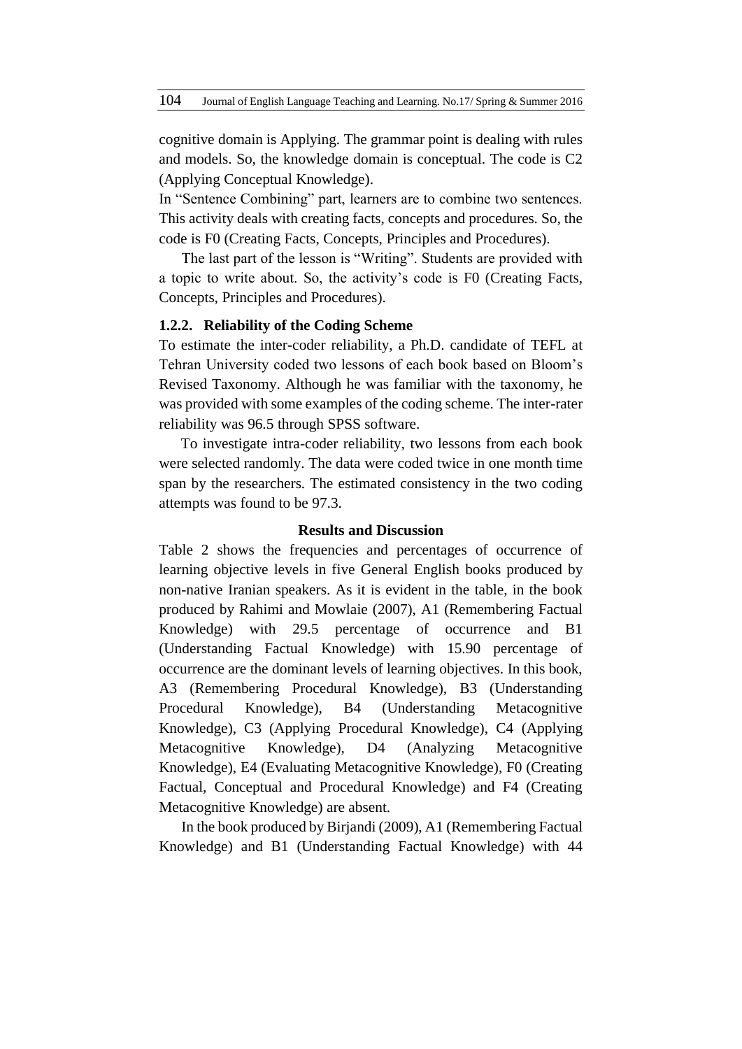cognitive domain is Applying. The grammar point is dealing with rules and models. So, the knowledge domain is conceptual. The code is C2 (Applying Conceptual Knowledge).

In "Sentence Combining" part, learners are to combine two sentences. This activity deals with creating facts, concepts and procedures. So, the code is F0 (Creating Facts, Concepts, Principles and Procedures).

The last part of the lesson is "Writing". Students are provided with a topic to write about. So, the activity's code is F0 (Creating Facts, Concepts, Principles and Procedures).

### 1.2.2. Reliability of the Coding Scheme

To estimate the inter-coder reliability, a Ph.D. candidate of TEFL at Tehran University coded two lessons of each book based on Bloom's Revised Taxonomy. Although he was familiar with the taxonomy, he was provided with some examples of the coding scheme. The inter-rater reliability was 96.5 through SPSS software.

To investigate intra-coder reliability, two lessons from each book were selected randomly. The data were coded twice in one month time span by the researchers. The estimated consistency in the two coding attempts was found to be 97.3.

## Results and Discussion

Table 2 shows the frequencies and percentages of occurrence of learning objective levels in five General English books produced by non-native Iranian speakers. As it is evident in the table, in the book produced by Rahimi and Mowlaie (2007), A1 (Remembering Factual Knowledge) with 29.5 percentage of occurrence and B1 (Understanding Factual Knowledge) with 15.90 percentage of occurrence are the dominant levels of learning objectives. In this book, A3 (Remembering Procedural Knowledge), B3 (Understanding Procedural Knowledge), B4 (Understanding Metacognitive Knowledge), C3 (Applying Procedural Knowledge), C4 (Applying Metacognitive Knowledge), D4 (Analyzing Metacognitive Knowledge), E4 (Evaluating Metacognitive Knowledge), F0 (Creating Factual, Conceptual and Procedural Knowledge) and F4 (Creating Metacognitive Knowledge) are absent.

In the book produced by Birjandi (2009), A1 (Remembering Factual Knowledge) and B1 (Understanding Factual Knowledge) with 44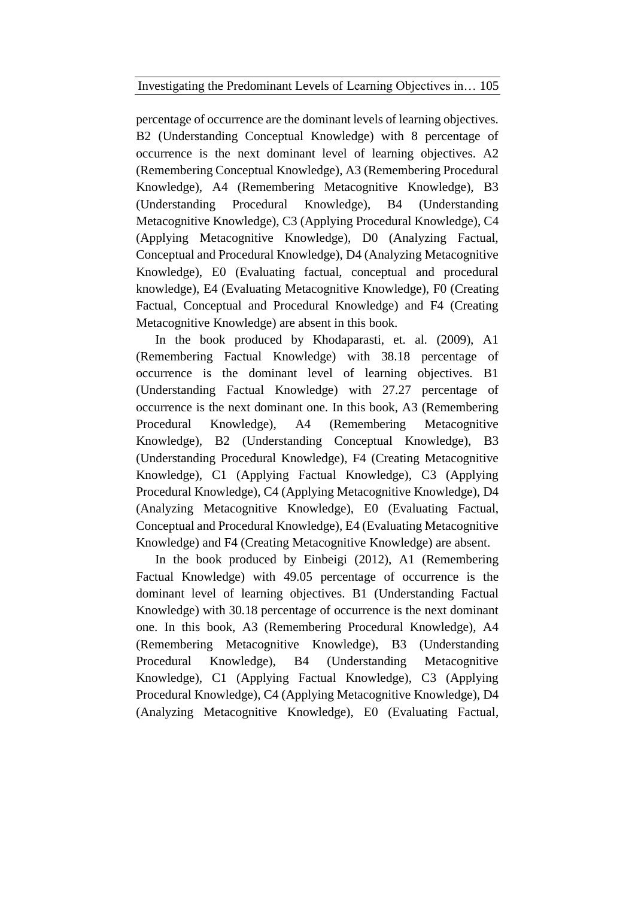percentage of occurrence are the dominant levels of learning objectives. B2 (Understanding Conceptual Knowledge) with 8 percentage of occurrence is the next dominant level of learning objectives. A2 (Remembering Conceptual Knowledge), A3 (Remembering Procedural Knowledge), A4 (Remembering Metacognitive Knowledge), B3 (Understanding Procedural Knowledge), B4 (Understanding Metacognitive Knowledge), C3 (Applying Procedural Knowledge), C4 (Applying Metacognitive Knowledge), D0 (Analyzing Factual, Conceptual and Procedural Knowledge), D4 (Analyzing Metacognitive Knowledge), E0 (Evaluating factual, conceptual and procedural knowledge), E4 (Evaluating Metacognitive Knowledge), F0 (Creating Factual, Conceptual and Procedural Knowledge) and F4 (Creating Metacognitive Knowledge) are absent in this book.

In the book produced by Khodaparasti, et. al. (2009), A1 (Remembering Factual Knowledge) with 38.18 percentage of occurrence is the dominant level of learning objectives. B1 (Understanding Factual Knowledge) with 27.27 percentage of occurrence is the next dominant one. In this book, A3 (Remembering Procedural Knowledge), A4 (Remembering Metacognitive Knowledge), B2 (Understanding Conceptual Knowledge), B3 (Understanding Procedural Knowledge), F4 (Creating Metacognitive Knowledge), C1 (Applying Factual Knowledge), C3 (Applying Procedural Knowledge), C4 (Applying Metacognitive Knowledge), D4 (Analyzing Metacognitive Knowledge), E0 (Evaluating Factual, Conceptual and Procedural Knowledge), E4 (Evaluating Metacognitive Knowledge) and F4 (Creating Metacognitive Knowledge) are absent.

In the book produced by Einbeigi (2012), A1 (Remembering Factual Knowledge) with 49.05 percentage of occurrence is the dominant level of learning objectives. B1 (Understanding Factual Knowledge) with 30.18 percentage of occurrence is the next dominant one. In this book, A3 (Remembering Procedural Knowledge), A4 (Remembering Metacognitive Knowledge), B3 (Understanding Procedural Knowledge), B4 (Understanding Metacognitive Knowledge), C1 (Applying Factual Knowledge), C3 (Applying Procedural Knowledge), C4 (Applying Metacognitive Knowledge), D4 (Analyzing Metacognitive Knowledge), E0 (Evaluating Factual,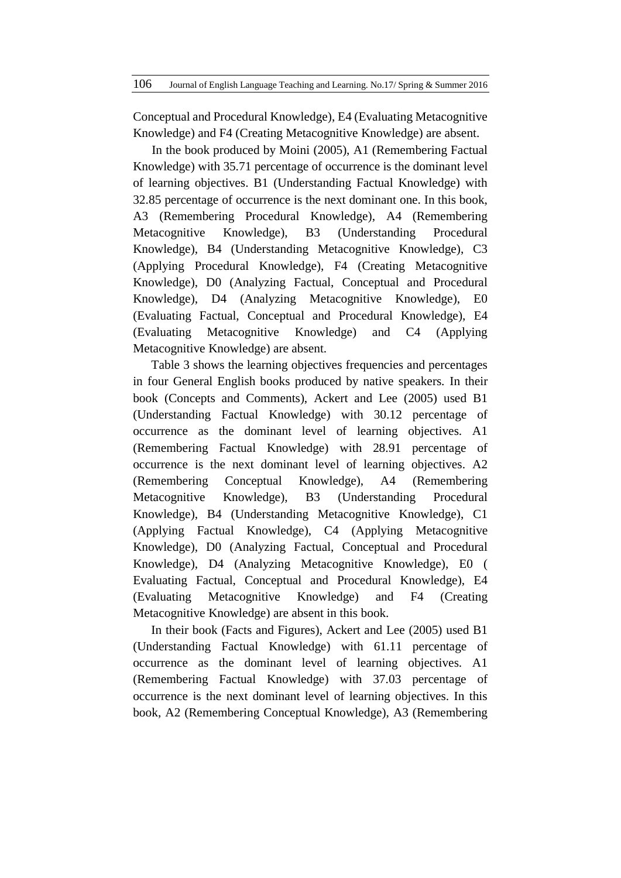Conceptual and Procedural Knowledge), E4 (Evaluating Metacognitive Knowledge) and F4 (Creating Metacognitive Knowledge) are absent.

In the book produced by Moini (2005), A1 (Remembering Factual Knowledge) with 35.71 percentage of occurrence is the dominant level of learning objectives. B1 (Understanding Factual Knowledge) with 32.85 percentage of occurrence is the next dominant one. In this book, A3 (Remembering Procedural Knowledge), A4 (Remembering Metacognitive Knowledge), B3 (Understanding Procedural Knowledge), B4 (Understanding Metacognitive Knowledge), C3 (Applying Procedural Knowledge), F4 (Creating Metacognitive Knowledge), D0 (Analyzing Factual, Conceptual and Procedural Knowledge), D4 (Analyzing Metacognitive Knowledge), E0 (Evaluating Factual, Conceptual and Procedural Knowledge), E4 (Evaluating Metacognitive Knowledge) and C4 (Applying Metacognitive Knowledge) are absent.

Table 3 shows the learning objectives frequencies and percentages in four General English books produced by native speakers. In their book (Concepts and Comments), Ackert and Lee (2005) used B1 (Understanding Factual Knowledge) with 30.12 percentage of occurrence as the dominant level of learning objectives. A1 (Remembering Factual Knowledge) with 28.91 percentage of occurrence is the next dominant level of learning objectives. A2 (Remembering Conceptual Knowledge), A4 (Remembering Metacognitive Knowledge), B3 (Understanding Procedural Knowledge), B4 (Understanding Metacognitive Knowledge), C1 (Applying Factual Knowledge), C4 (Applying Metacognitive Knowledge), D0 (Analyzing Factual, Conceptual and Procedural Knowledge), D4 (Analyzing Metacognitive Knowledge), E0 ( Evaluating Factual, Conceptual and Procedural Knowledge), E4 (Evaluating Metacognitive Knowledge) and F4 (Creating Metacognitive Knowledge) are absent in this book.

In their book (Facts and Figures), Ackert and Lee (2005) used B1 (Understanding Factual Knowledge) with 61.11 percentage of occurrence as the dominant level of learning objectives. A1 (Remembering Factual Knowledge) with 37.03 percentage of occurrence is the next dominant level of learning objectives. In this book, A2 (Remembering Conceptual Knowledge), A3 (Remembering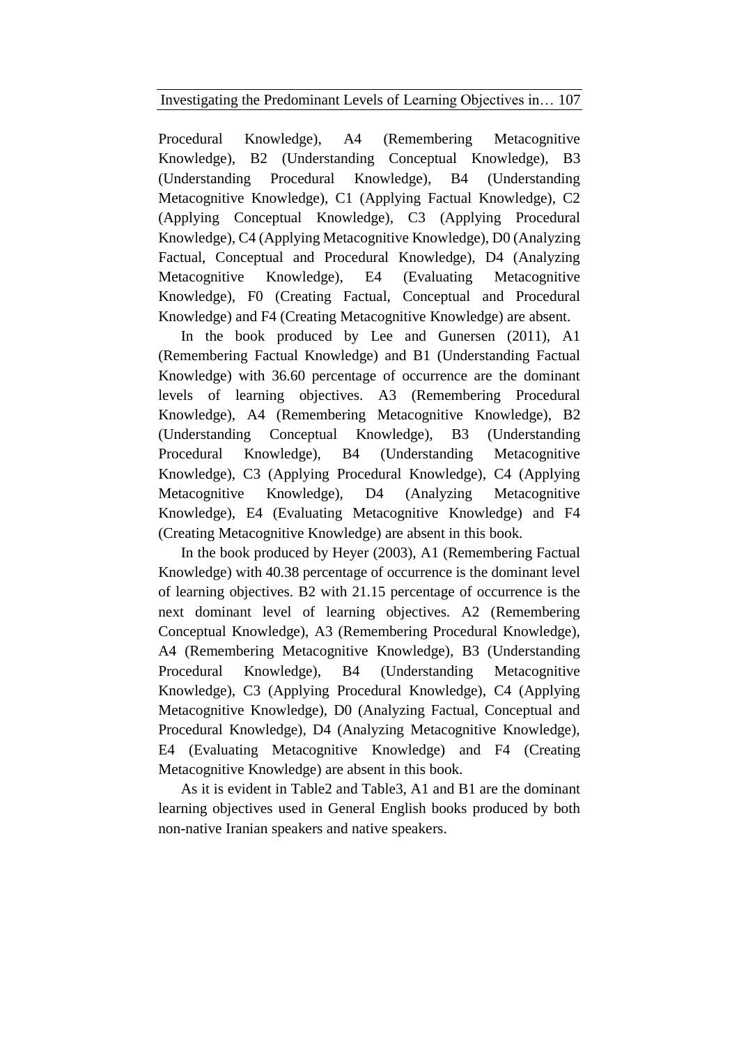Procedural Knowledge), A4 (Remembering Metacognitive Knowledge), B2 (Understanding Conceptual Knowledge), B3 (Understanding Procedural Knowledge), B4 (Understanding Metacognitive Knowledge), C1 (Applying Factual Knowledge), C2 (Applying Conceptual Knowledge), C3 (Applying Procedural Knowledge), C4 (Applying Metacognitive Knowledge), D0 (Analyzing Factual, Conceptual and Procedural Knowledge), D4 (Analyzing Metacognitive Knowledge), E4 (Evaluating Metacognitive Knowledge), F0 (Creating Factual, Conceptual and Procedural Knowledge) and F4 (Creating Metacognitive Knowledge) are absent.

In the book produced by Lee and Gunersen (2011), A1 (Remembering Factual Knowledge) and B1 (Understanding Factual Knowledge) with 36.60 percentage of occurrence are the dominant levels of learning objectives. A3 (Remembering Procedural Knowledge), A4 (Remembering Metacognitive Knowledge), B2 (Understanding Conceptual Knowledge), B3 (Understanding Procedural Knowledge), B4 (Understanding Metacognitive Knowledge), C3 (Applying Procedural Knowledge), C4 (Applying Metacognitive Knowledge), D4 (Analyzing Metacognitive Knowledge), E4 (Evaluating Metacognitive Knowledge) and F4 (Creating Metacognitive Knowledge) are absent in this book.

In the book produced by Heyer (2003), A1 (Remembering Factual Knowledge) with 40.38 percentage of occurrence is the dominant level of learning objectives. B2 with 21.15 percentage of occurrence is the next dominant level of learning objectives. A2 (Remembering Conceptual Knowledge), A3 (Remembering Procedural Knowledge), A4 (Remembering Metacognitive Knowledge), B3 (Understanding Procedural Knowledge), B4 (Understanding Metacognitive Knowledge), C3 (Applying Procedural Knowledge), C4 (Applying Metacognitive Knowledge), D0 (Analyzing Factual, Conceptual and Procedural Knowledge), D4 (Analyzing Metacognitive Knowledge), E4 (Evaluating Metacognitive Knowledge) and F4 (Creating Metacognitive Knowledge) are absent in this book.

As it is evident in Table2 and Table3, A1 and B1 are the dominant learning objectives used in General English books produced by both non-native Iranian speakers and native speakers.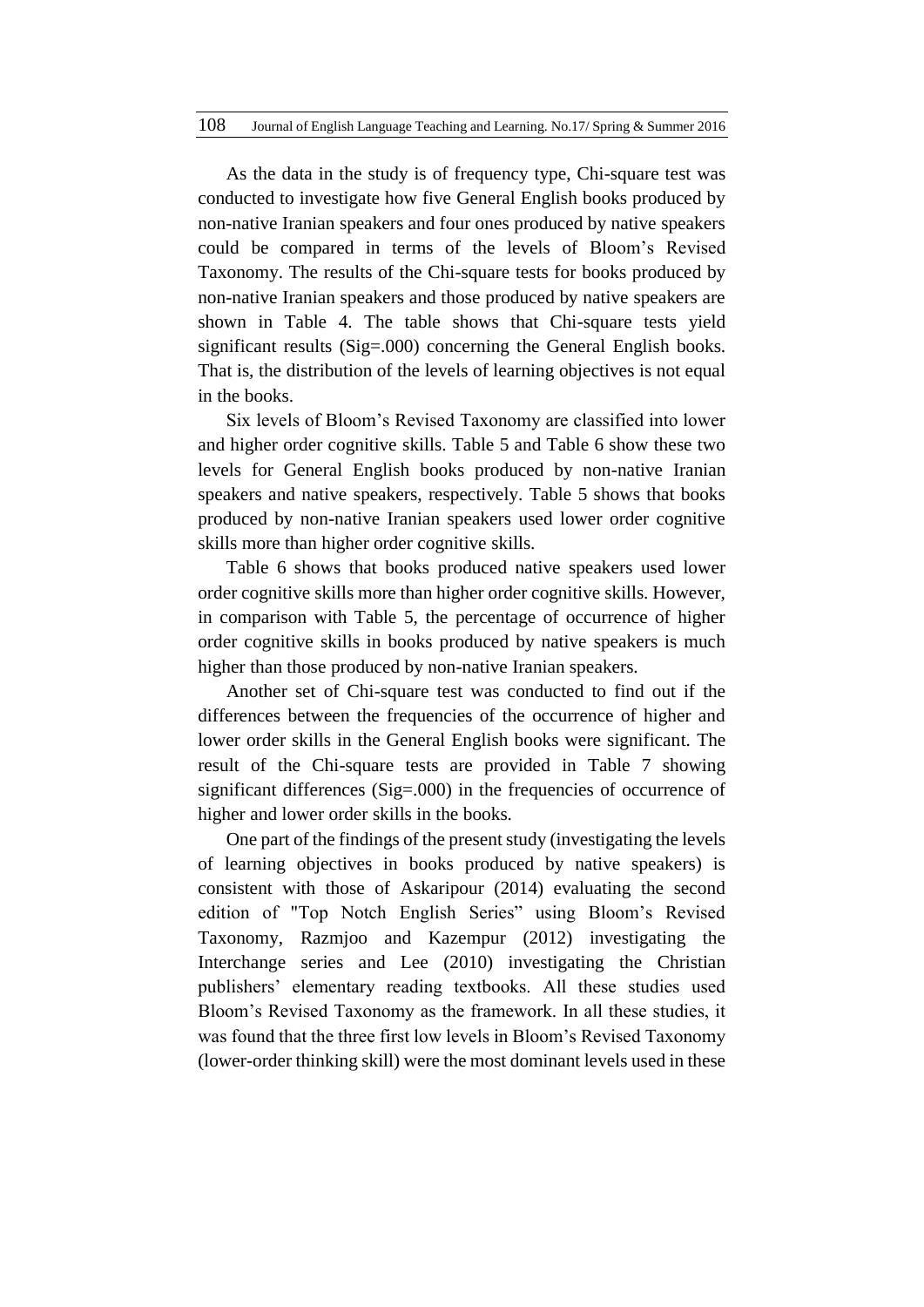As the data in the study is of frequency type, Chi-square test was conducted to investigate how five General English books produced by non-native Iranian speakers and four ones produced by native speakers could be compared in terms of the levels of Bloom's Revised Taxonomy. The results of the Chi-square tests for books produced by non-native Iranian speakers and those produced by native speakers are shown in Table 4. The table shows that Chi-square tests yield significant results (Sig=.000) concerning the General English books. That is, the distribution of the levels of learning objectives is not equal in the books.

Six levels of Bloom's Revised Taxonomy are classified into lower and higher order cognitive skills. Table 5 and Table 6 show these two levels for General English books produced by non-native Iranian speakers and native speakers, respectively. Table 5 shows that books produced by non-native Iranian speakers used lower order cognitive skills more than higher order cognitive skills.

Table 6 shows that books produced native speakers used lower order cognitive skills more than higher order cognitive skills. However, in comparison with Table 5, the percentage of occurrence of higher order cognitive skills in books produced by native speakers is much higher than those produced by non-native Iranian speakers.

Another set of Chi-square test was conducted to find out if the differences between the frequencies of the occurrence of higher and lower order skills in the General English books were significant. The result of the Chi-square tests are provided in Table 7 showing significant differences (Sig=.000) in the frequencies of occurrence of higher and lower order skills in the books.

One part of the findings of the present study (investigating the levels of learning objectives in books produced by native speakers) is consistent with those of Askaripour (2014) evaluating the second edition of "Top Notch English Series" using Bloom's Revised Taxonomy, Razmjoo and Kazempur (2012) investigating the Interchange series and Lee (2010) investigating the Christian publishers' elementary reading textbooks. All these studies used Bloom's Revised Taxonomy as the framework. In all these studies, it was found that the three first low levels in Bloom's Revised Taxonomy (lower-order thinking skill) were the most dominant levels used in these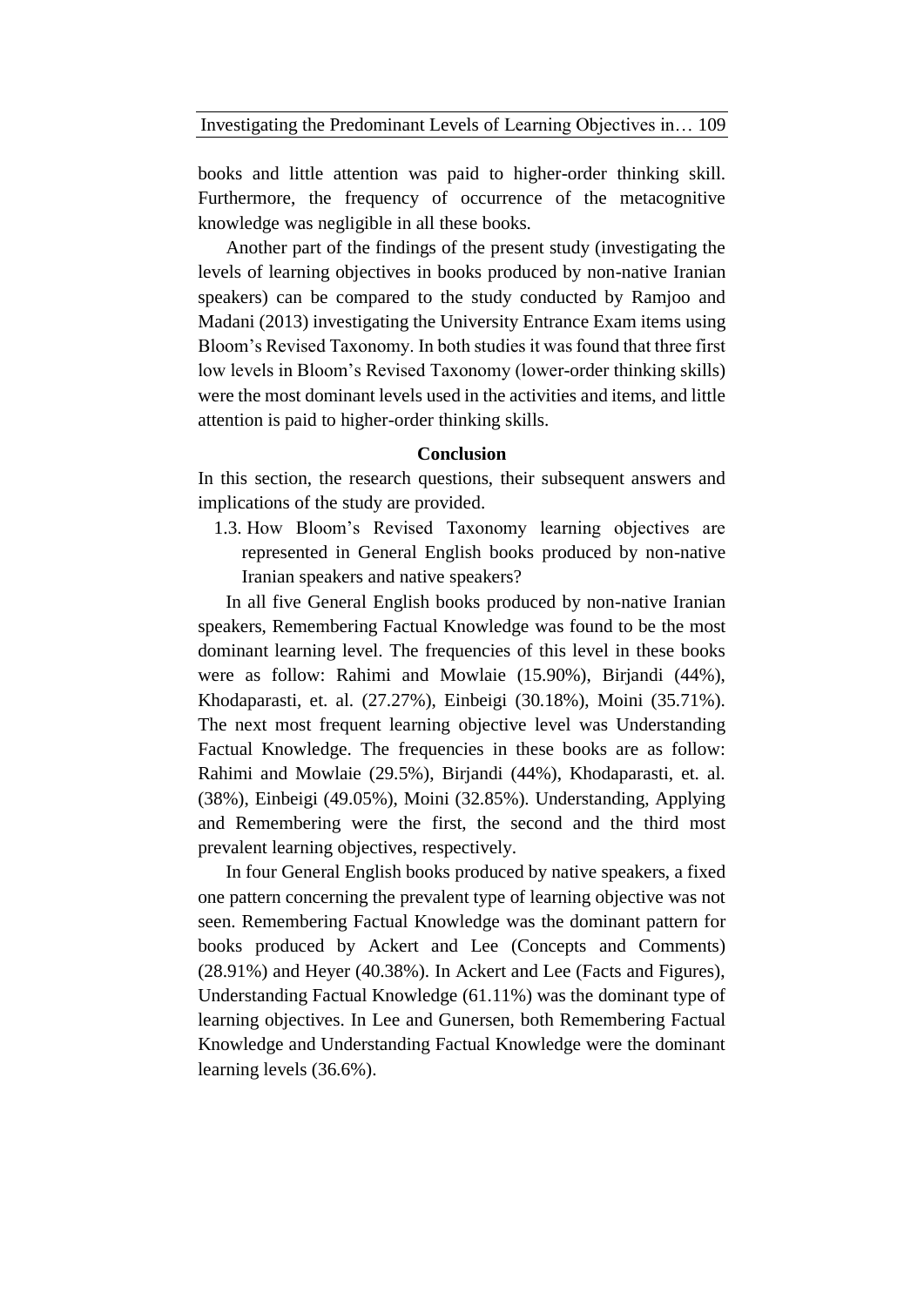books and little attention was paid to higher-order thinking skill. Furthermore, the frequency of occurrence of the metacognitive knowledge was negligible in all these books.

Another part of the findings of the present study (investigating the levels of learning objectives in books produced by non-native Iranian speakers) can be compared to the study conducted by Ramjoo and Madani (2013) investigating the University Entrance Exam items using Bloom's Revised Taxonomy. In both studies it was found that three first low levels in Bloom's Revised Taxonomy (lower-order thinking skills) were the most dominant levels used in the activities and items, and little attention is paid to higher-order thinking skills.

## Conclusion

In this section, the research questions, their subsequent answers and implications of the study are provided.

1.3. How Bloom's Revised Taxonomy learning objectives are represented in General English books produced by non-native Iranian speakers and native speakers?

In all five General English books produced by non-native Iranian speakers, Remembering Factual Knowledge was found to be the most dominant learning level. The frequencies of this level in these books were as follow: Rahimi and Mowlaie (15.90%), Birjandi (44%), Khodaparasti, et. al. (27.27%), Einbeigi (30.18%), Moini (35.71%). The next most frequent learning objective level was Understanding Factual Knowledge. The frequencies in these books are as follow: Rahimi and Mowlaie (29.5%), Birjandi (44%), Khodaparasti, et. al. (38%), Einbeigi (49.05%), Moini (32.85%). Understanding, Applying and Remembering were the first, the second and the third most prevalent learning objectives, respectively.

In four General English books produced by native speakers, a fixed one pattern concerning the prevalent type of learning objective was not seen. Remembering Factual Knowledge was the dominant pattern for books produced by Ackert and Lee (Concepts and Comments) (28.91%) and Heyer (40.38%). In Ackert and Lee (Facts and Figures), Understanding Factual Knowledge (61.11%) was the dominant type of learning objectives. In Lee and Gunersen, both Remembering Factual Knowledge and Understanding Factual Knowledge were the dominant learning levels (36.6%).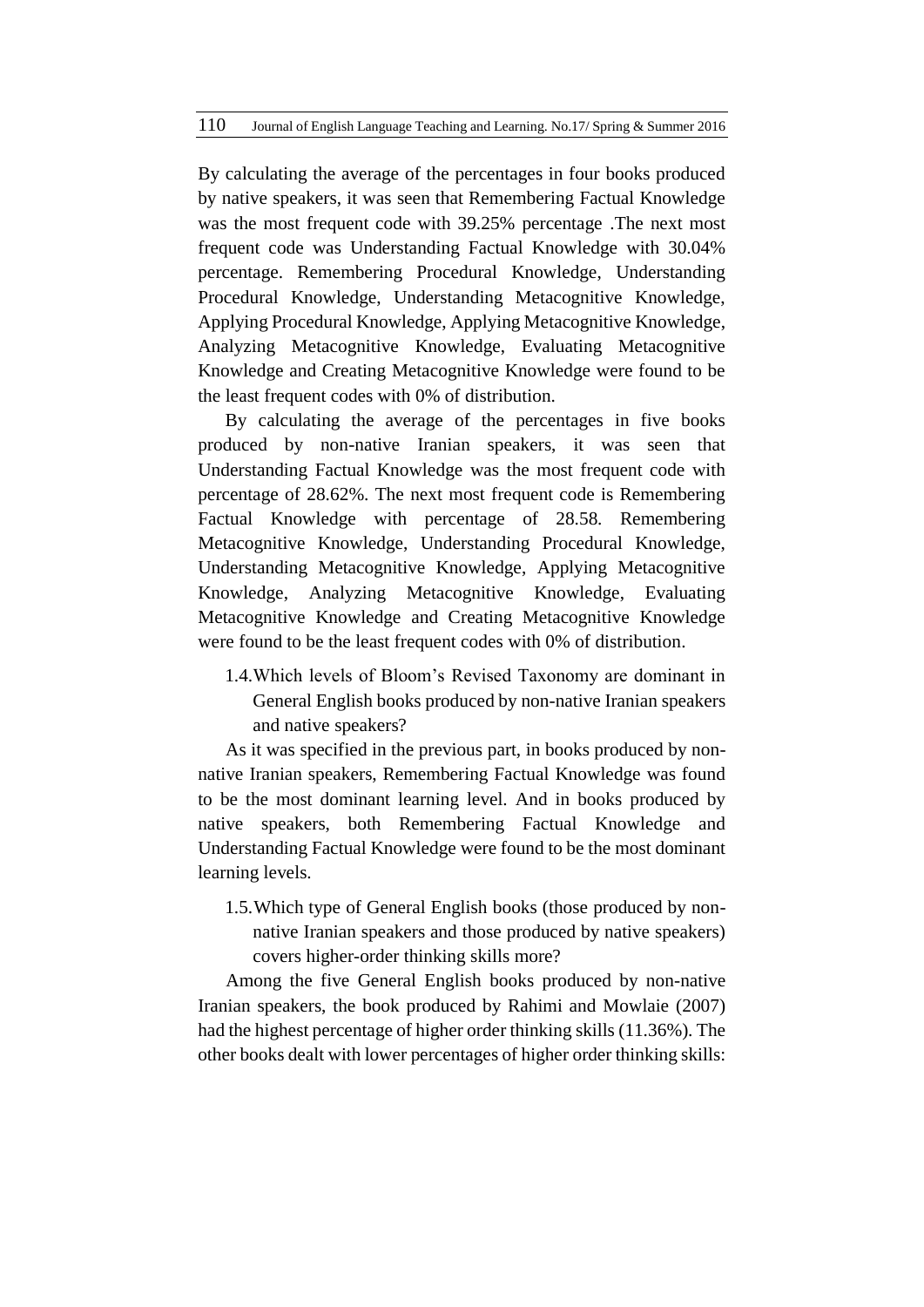By calculating the average of the percentages in four books produced by native speakers, it was seen that Remembering Factual Knowledge was the most frequent code with 39.25% percentage .The next most frequent code was Understanding Factual Knowledge with 30.04% percentage. Remembering Procedural Knowledge, Understanding Procedural Knowledge, Understanding Metacognitive Knowledge, Applying Procedural Knowledge, Applying Metacognitive Knowledge, Analyzing Metacognitive Knowledge, Evaluating Metacognitive Knowledge and Creating Metacognitive Knowledge were found to be the least frequent codes with 0% of distribution.

By calculating the average of the percentages in five books produced by non-native Iranian speakers, it was seen that Understanding Factual Knowledge was the most frequent code with percentage of 28.62%. The next most frequent code is Remembering Factual Knowledge with percentage of 28.58. Remembering Metacognitive Knowledge, Understanding Procedural Knowledge, Understanding Metacognitive Knowledge, Applying Metacognitive Knowledge, Analyzing Metacognitive Knowledge, Evaluating Metacognitive Knowledge and Creating Metacognitive Knowledge were found to be the least frequent codes with 0% of distribution.

1.4. Which levels of Bloom's Revised Taxonomy are dominant in General English books produced by non-native Iranian speakers and native speakers?

As it was specified in the previous part, in books produced by non-native Iranian speakers, Remembering Factual Knowledge was found to be the most dominant learning level. And in books produced by native speakers, both Remembering Factual Knowledge and Understanding Factual Knowledge were found to be the most dominant learning levels.

1.5. Which type of General English books (those produced by non-native Iranian speakers and those produced by native speakers) covers higher-order thinking skills more?

Among the five General English books produced by non-native Iranian speakers, the book produced by Rahimi and Mowlaie (2007) had the highest percentage of higher order thinking skills (11.36%). The other books dealt with lower percentages of higher order thinking skills: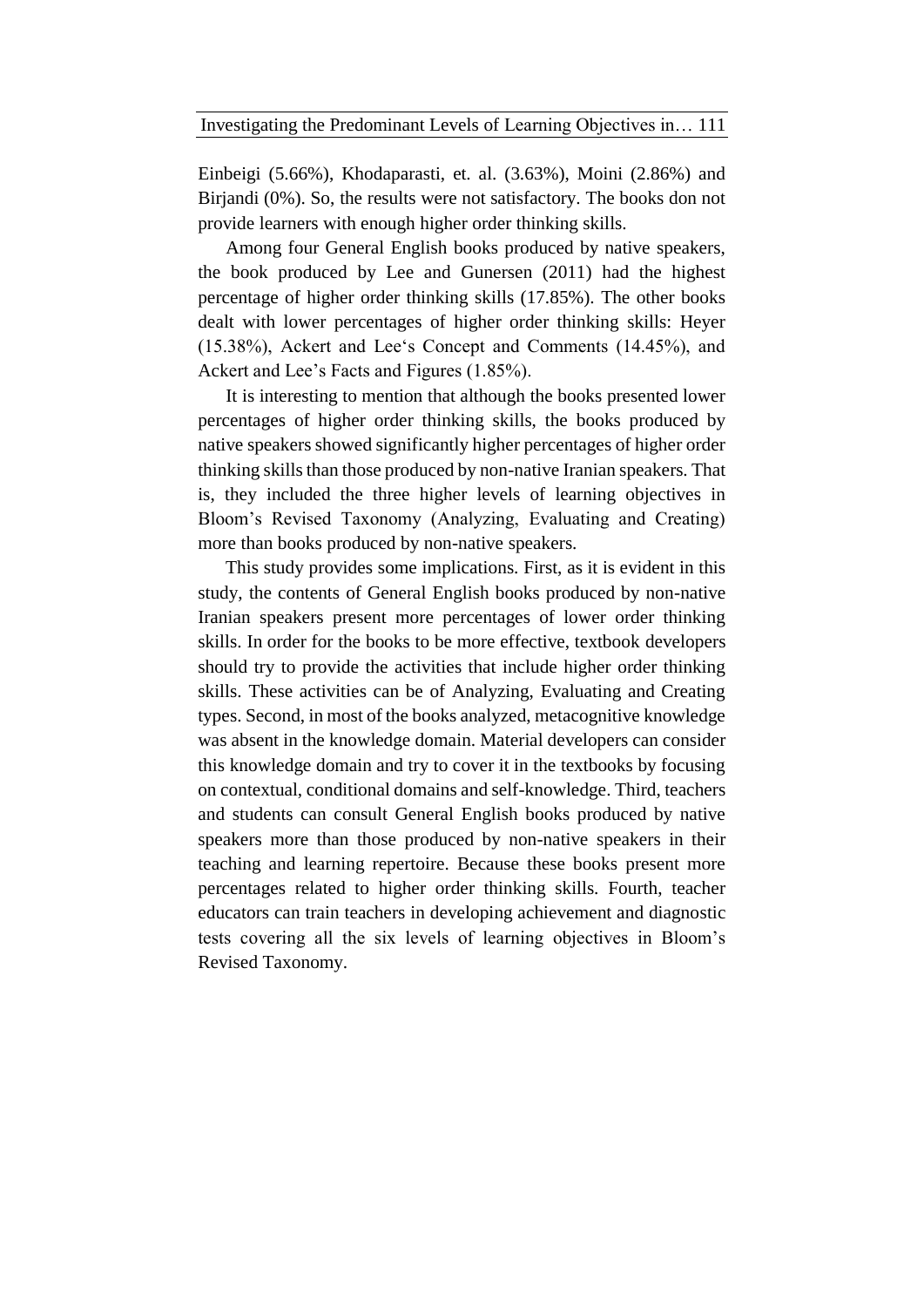Einbeigi (5.66%), Khodaparasti, et. al. (3.63%), Moini (2.86%) and Birjandi (0%). So, the results were not satisfactory. The books don not provide learners with enough higher order thinking skills.

Among four General English books produced by native speakers, the book produced by Lee and Gunersen (2011) had the highest percentage of higher order thinking skills (17.85%). The other books dealt with lower percentages of higher order thinking skills: Heyer (15.38%), Ackert and Lee's Concept and Comments (14.45%), and Ackert and Lee's Facts and Figures (1.85%).

It is interesting to mention that although the books presented lower percentages of higher order thinking skills, the books produced by native speakers showed significantly higher percentages of higher order thinking skills than those produced by non-native Iranian speakers. That is, they included the three higher levels of learning objectives in Bloom's Revised Taxonomy (Analyzing, Evaluating and Creating) more than books produced by non-native speakers.

This study provides some implications. First, as it is evident in this study, the contents of General English books produced by non-native Iranian speakers present more percentages of lower order thinking skills. In order for the books to be more effective, textbook developers should try to provide the activities that include higher order thinking skills. These activities can be of Analyzing, Evaluating and Creating types. Second, in most of the books analyzed, metacognitive knowledge was absent in the knowledge domain. Material developers can consider this knowledge domain and try to cover it in the textbooks by focusing on contextual, conditional domains and self-knowledge. Third, teachers and students can consult General English books produced by native speakers more than those produced by non-native speakers in their teaching and learning repertoire. Because these books present more percentages related to higher order thinking skills. Fourth, teacher educators can train teachers in developing achievement and diagnostic tests covering all the six levels of learning objectives in Bloom's Revised Taxonomy.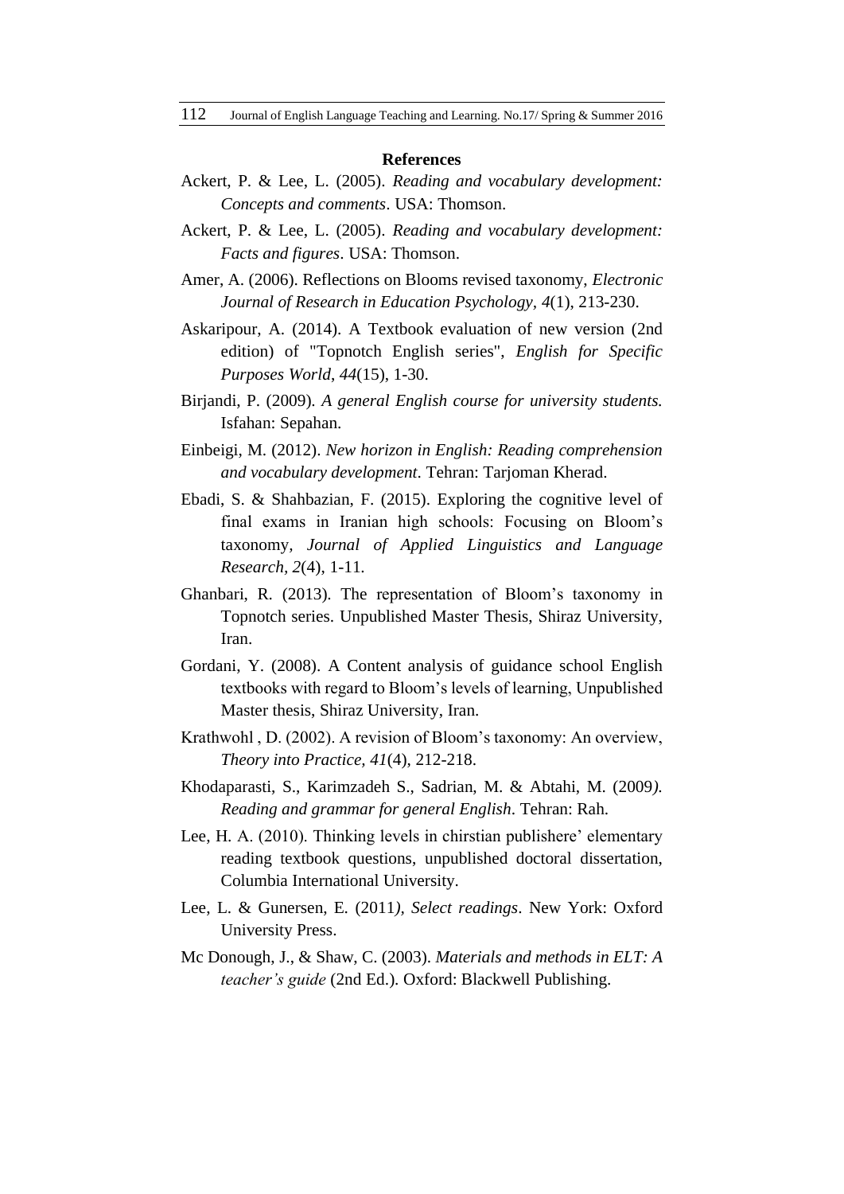## References

Ackert, P. & Lee, L. (2005). *Reading and vocabulary development: Concepts and comments*. USA: Thomson.

Ackert, P. & Lee, L. (2005). *Reading and vocabulary development: Facts and figures*. USA: Thomson.

Amer, A. (2006). Reflections on Blooms revised taxonomy, *Electronic Journal of Research in Education Psychology, 4*(1), 213-230.

Askaripour, A. (2014). A Textbook evaluation of new version (2nd edition) of "Topnotch English series", *English for Specific Purposes World*, *44*(15), 1-30.

Birjandi, P. (2009). *A general English course for university students.* Isfahan: Sepahan.

Einbeigi, M. (2012). *New horizon in English: Reading comprehension and vocabulary development*. Tehran: Tarjoman Kherad.

Ebadi, S. & Shahbazian, F. (2015). Exploring the cognitive level of final exams in Iranian high schools: Focusing on Bloom's taxonomy, *Journal of Applied Linguistics and Language Research, 2*(4), 1-11.

Ghanbari, R. (2013). The representation of Bloom's taxonomy in Topnotch series. Unpublished Master Thesis, Shiraz University, Iran.

Gordani, Y. (2008). A Content analysis of guidance school English textbooks with regard to Bloom's levels of learning, Unpublished Master thesis, Shiraz University, Iran.

Krathwohl , D. (2002). A revision of Bloom's taxonomy: An overview, *Theory into Practice, 41*(4), 212-218.

Khodaparasti, S., Karimzadeh S., Sadrian, M. & Abtahi, M. (2009*).* *Reading and grammar for general English*. Tehran: Rah.

Lee, H. A. (2010). Thinking levels in chirstian publishere' elementary reading textbook questions, unpublished doctoral dissertation, Columbia International University.

Lee, L. & Gunersen, E. (2011*)*, *Select readings*. New York: Oxford University Press.

Mc Donough, J., & Shaw, C. (2003). *Materials and methods in ELT: A teacher's guide* (2nd Ed.). Oxford: Blackwell Publishing.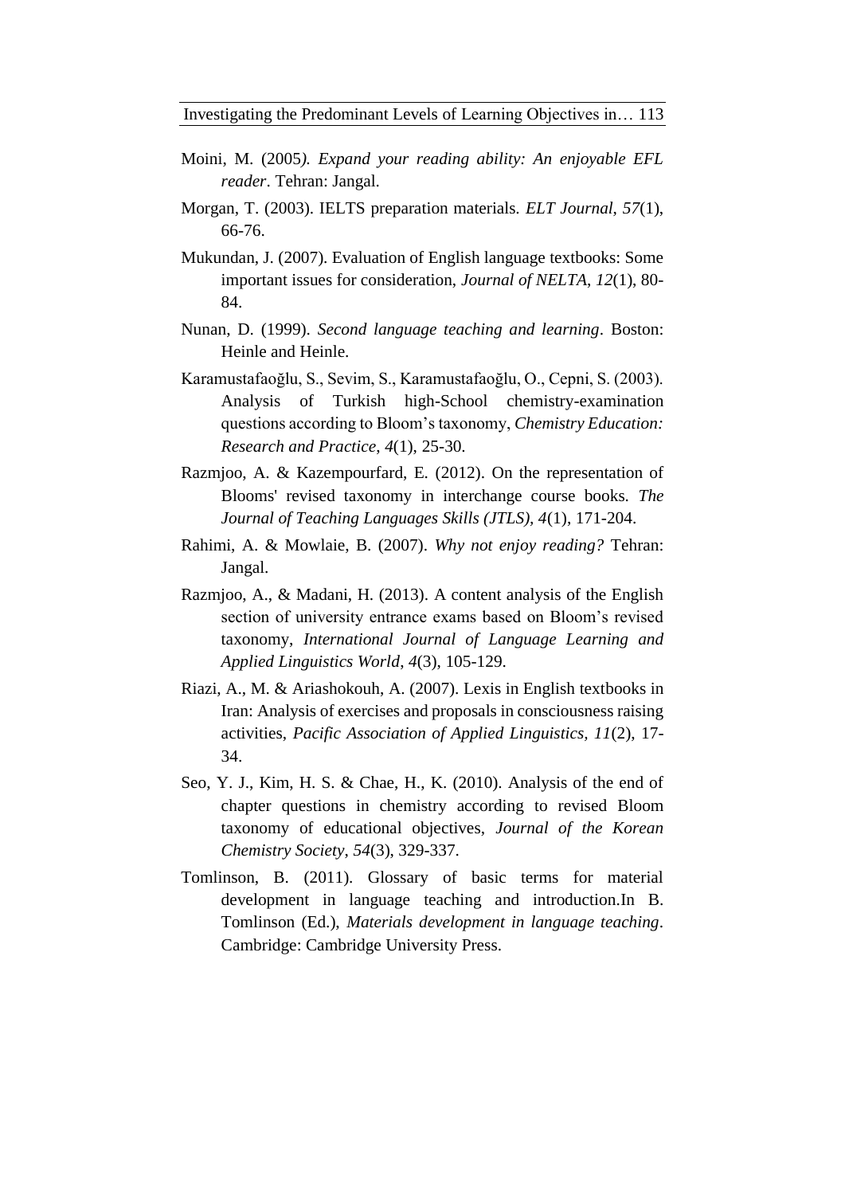Moini, M. (2005). *Expand your reading ability: An enjoyable EFL reader*. Tehran: Jangal.

Morgan, T. (2003). IELTS preparation materials. *ELT Journal*, *57*(1), 66-76.

Mukundan, J. (2007). Evaluation of English language textbooks: Some important issues for consideration, *Journal of NELTA*, *12*(1), 80-84.

Nunan, D. (1999). *Second language teaching and learning*. Boston: Heinle and Heinle.

Karamustafaoğlu, S., Sevim, S., Karamustafaoğlu, O., Cepni, S. (2003). Analysis of Turkish high-School chemistry-examination questions according to Bloom's taxonomy, *Chemistry Education: Research and Practice*, *4*(1), 25-30.

Razmjoo, A. & Kazempourfard, E. (2012). On the representation of Blooms' revised taxonomy in interchange course books. *The Journal of Teaching Languages Skills (JTLS)*, *4*(1), 171-204.

Rahimi, A. & Mowlaie, B. (2007). *Why not enjoy reading?* Tehran: Jangal.

Razmjoo, A., & Madani, H. (2013). A content analysis of the English section of university entrance exams based on Bloom's revised taxonomy, *International Journal of Language Learning and Applied Linguistics World, 4*(3), 105-129.

Riazi, A., M. & Ariashokouh, A. (2007). Lexis in English textbooks in Iran: Analysis of exercises and proposals in consciousness raising activities, *Pacific Association of Applied Linguistics, 11*(2), 17-34.

Seo, Y. J., Kim, H. S. & Chae, H., K. (2010). Analysis of the end of chapter questions in chemistry according to revised Bloom taxonomy of educational objectives, *Journal of the Korean Chemistry Society, 54*(3), 329-337.

Tomlinson, B. (2011). Glossary of basic terms for material development in language teaching and introduction.In B. Tomlinson (Ed.), *Materials development in language teaching*. Cambridge: Cambridge University Press.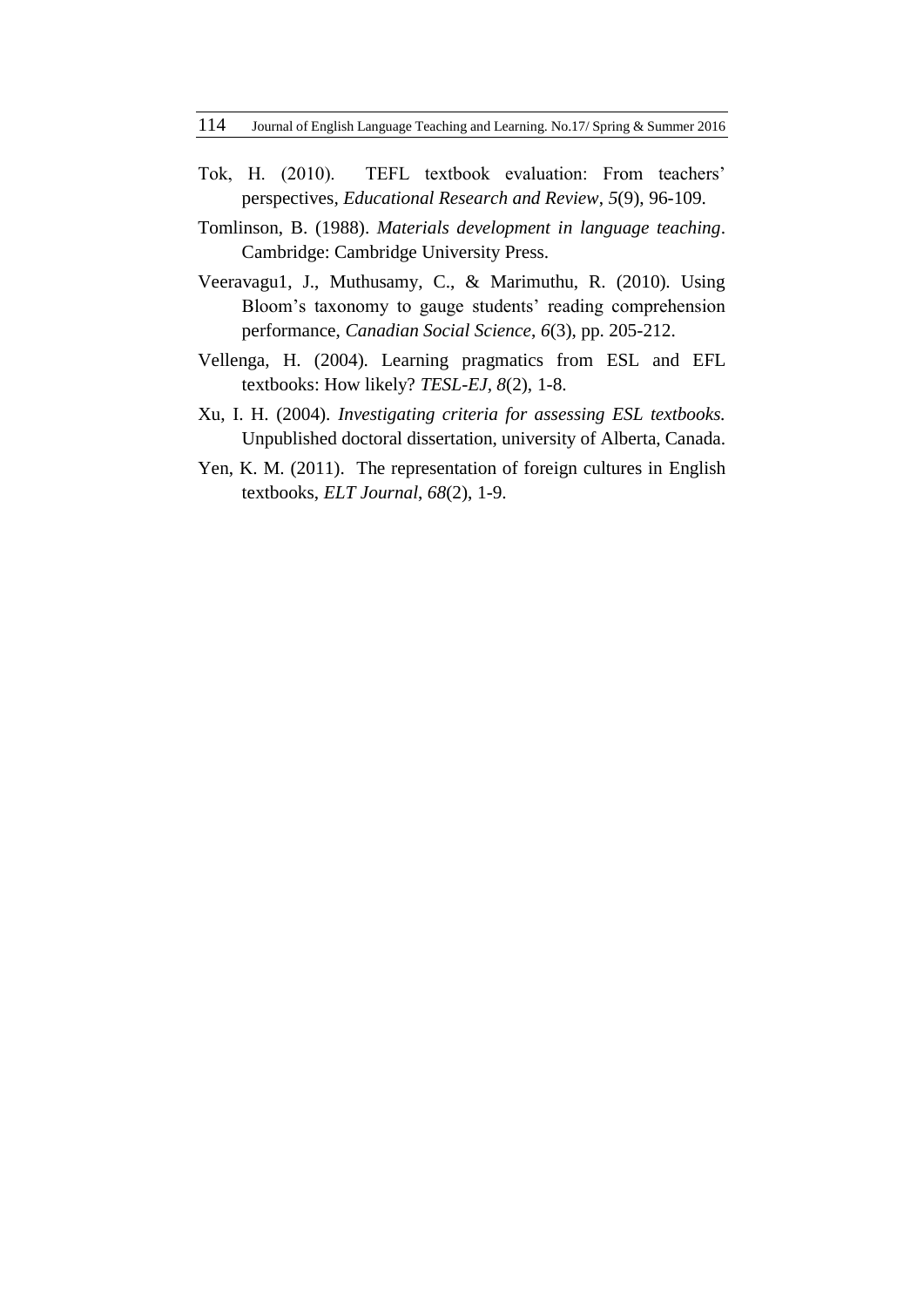Tok, H. (2010). TEFL textbook evaluation: From teachers' perspectives, *Educational Research and Review*, *5*(9), 96-109.

Tomlinson, B. (1988). *Materials development in language teaching*. Cambridge: Cambridge University Press.

Veeravagu1, J., Muthusamy, C., & Marimuthu, R. (2010). Using Bloom's taxonomy to gauge students' reading comprehension performance, *Canadian Social Science*, *6*(3), pp. 205-212.

Vellenga, H. (2004). Learning pragmatics from ESL and EFL textbooks: How likely? *TESL-EJ*, *8*(2), 1-8.

Xu, I. H. (2004). *Investigating criteria for assessing ESL textbooks.* Unpublished doctoral dissertation, university of Alberta, Canada.

Yen, K. M. (2011). The representation of foreign cultures in English textbooks, *ELT Journal*, *68*(2), 1-9.